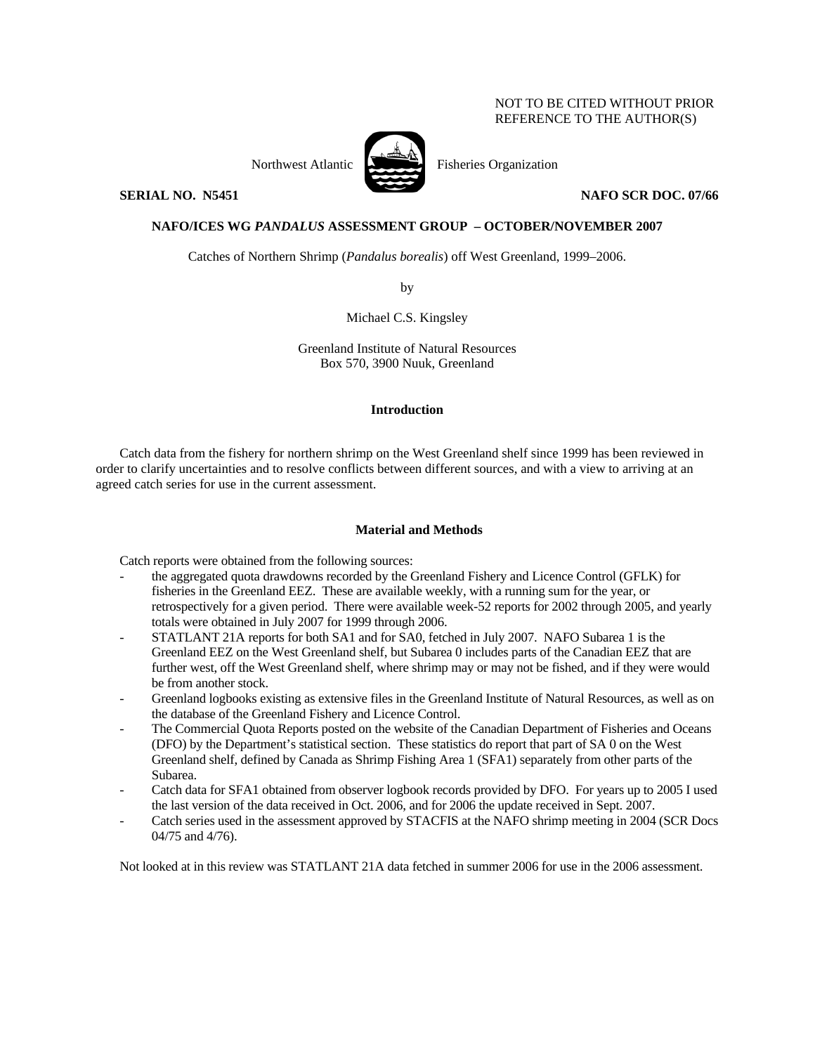NOT TO BE CITED WITHOUT PRIOR
REFERENCE TO THE AUTHOR(S)

Northwest Atlantic Fisheries Organization

**SERIAL NO. N5451** **NAFO SCR DOC. 07/66**

**NAFO/ICES WG *PANDALUS* ASSESSMENT GROUP – OCTOBER/NOVEMBER 2007**

Catches of Northern Shrimp (*Pandalus borealis*) off West Greenland, 1999–2006.

by

Michael C.S. Kingsley

Greenland Institute of Natural Resources
Box 570, 3900 Nuuk, Greenland

## Introduction

Catch data from the fishery for northern shrimp on the West Greenland shelf since 1999 has been reviewed in order to clarify uncertainties and to resolve conflicts between different sources, and with a view to arriving at an agreed catch series for use in the current assessment.

## Material and Methods

Catch reports were obtained from the following sources:

- the aggregated quota drawdowns recorded by the Greenland Fishery and Licence Control (GFLK) for fisheries in the Greenland EEZ. These are available weekly, with a running sum for the year, or retrospectively for a given period. There were available week-52 reports for 2002 through 2005, and yearly totals were obtained in July 2007 for 1999 through 2006.
- STATLANT 21A reports for both SA1 and for SA0, fetched in July 2007. NAFO Subarea 1 is the Greenland EEZ on the West Greenland shelf, but Subarea 0 includes parts of the Canadian EEZ that are further west, off the West Greenland shelf, where shrimp may or may not be fished, and if they were would be from another stock.
- Greenland logbooks existing as extensive files in the Greenland Institute of Natural Resources, as well as on the database of the Greenland Fishery and Licence Control.
- The Commercial Quota Reports posted on the website of the Canadian Department of Fisheries and Oceans (DFO) by the Department's statistical section. These statistics do report that part of SA 0 on the West Greenland shelf, defined by Canada as Shrimp Fishing Area 1 (SFA1) separately from other parts of the Subarea.
- Catch data for SFA1 obtained from observer logbook records provided by DFO. For years up to 2005 I used the last version of the data received in Oct. 2006, and for 2006 the update received in Sept. 2007.
- Catch series used in the assessment approved by STACFIS at the NAFO shrimp meeting in 2004 (SCR Docs 04/75 and 4/76).

Not looked at in this review was STATLANT 21A data fetched in summer 2006 for use in the 2006 assessment.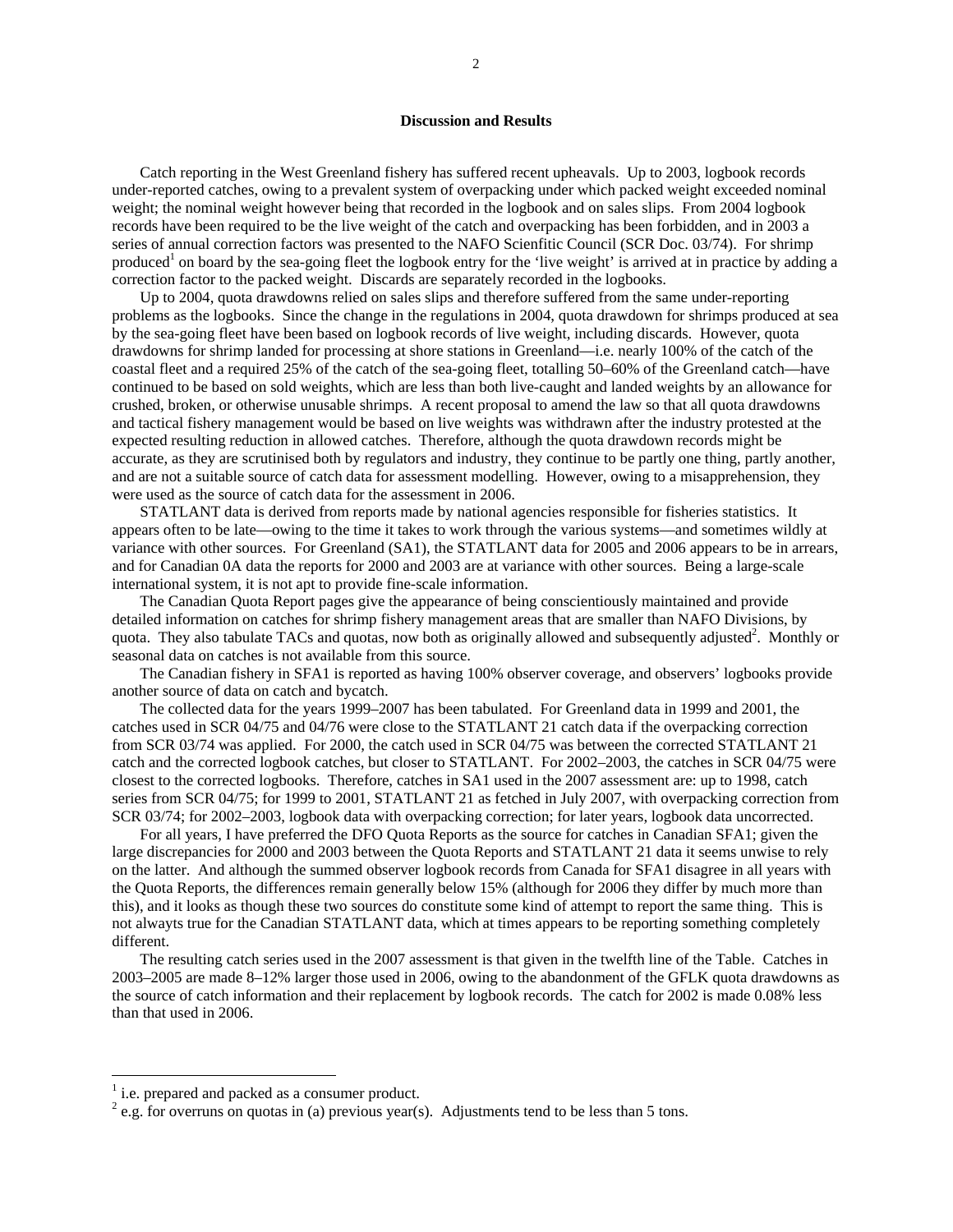## Discussion and Results

Catch reporting in the West Greenland fishery has suffered recent upheavals. Up to 2003, logbook records under-reported catches, owing to a prevalent system of overpacking under which packed weight exceeded nominal weight; the nominal weight however being that recorded in the logbook and on sales slips. From 2004 logbook records have been required to be the live weight of the catch and overpacking has been forbidden, and in 2003 a series of annual correction factors was presented to the NAFO Scienfitic Council (SCR Doc. 03/74). For shrimp produced[1] on board by the sea-going fleet the logbook entry for the 'live weight' is arrived at in practice by adding a correction factor to the packed weight. Discards are separately recorded in the logbooks.

Up to 2004, quota drawdowns relied on sales slips and therefore suffered from the same under-reporting problems as the logbooks. Since the change in the regulations in 2004, quota drawdown for shrimps produced at sea by the sea-going fleet have been based on logbook records of live weight, including discards. However, quota drawdowns for shrimp landed for processing at shore stations in Greenland—i.e. nearly 100% of the catch of the coastal fleet and a required 25% of the catch of the sea-going fleet, totalling 50–60% of the Greenland catch—have continued to be based on sold weights, which are less than both live-caught and landed weights by an allowance for crushed, broken, or otherwise unusable shrimps. A recent proposal to amend the law so that all quota drawdowns and tactical fishery management would be based on live weights was withdrawn after the industry protested at the expected resulting reduction in allowed catches. Therefore, although the quota drawdown records might be accurate, as they are scrutinised both by regulators and industry, they continue to be partly one thing, partly another, and are not a suitable source of catch data for assessment modelling. However, owing to a misapprehension, they were used as the source of catch data for the assessment in 2006.

STATLANT data is derived from reports made by national agencies responsible for fisheries statistics. It appears often to be late—owing to the time it takes to work through the various systems—and sometimes wildly at variance with other sources. For Greenland (SA1), the STATLANT data for 2005 and 2006 appears to be in arrears, and for Canadian 0A data the reports for 2000 and 2003 are at variance with other sources. Being a large-scale international system, it is not apt to provide fine-scale information.

The Canadian Quota Report pages give the appearance of being conscientiously maintained and provide detailed information on catches for shrimp fishery management areas that are smaller than NAFO Divisions, by quota. They also tabulate TACs and quotas, now both as originally allowed and subsequently adjusted[2]. Monthly or seasonal data on catches is not available from this source.

The Canadian fishery in SFA1 is reported as having 100% observer coverage, and observers' logbooks provide another source of data on catch and bycatch.

The collected data for the years 1999–2007 has been tabulated. For Greenland data in 1999 and 2001, the catches used in SCR 04/75 and 04/76 were close to the STATLANT 21 catch data if the overpacking correction from SCR 03/74 was applied. For 2000, the catch used in SCR 04/75 was between the corrected STATLANT 21 catch and the corrected logbook catches, but closer to STATLANT. For 2002–2003, the catches in SCR 04/75 were closest to the corrected logbooks. Therefore, catches in SA1 used in the 2007 assessment are: up to 1998, catch series from SCR 04/75; for 1999 to 2001, STATLANT 21 as fetched in July 2007, with overpacking correction from SCR 03/74; for 2002–2003, logbook data with overpacking correction; for later years, logbook data uncorrected.

For all years, I have preferred the DFO Quota Reports as the source for catches in Canadian SFA1; given the large discrepancies for 2000 and 2003 between the Quota Reports and STATLANT 21 data it seems unwise to rely on the latter. And although the summed observer logbook records from Canada for SFA1 disagree in all years with the Quota Reports, the differences remain generally below 15% (although for 2006 they differ by much more than this), and it looks as though these two sources do constitute some kind of attempt to report the same thing. This is not alwayts true for the Canadian STATLANT data, which at times appears to be reporting something completely different.

The resulting catch series used in the 2007 assessment is that given in the twelfth line of the Table. Catches in 2003–2005 are made 8–12% larger those used in 2006, owing to the abandonment of the GFLK quota drawdowns as the source of catch information and their replacement by logbook records. The catch for 2002 is made 0.08% less than that used in 2006.

---

[1] i.e. prepared and packed as a consumer product.

[2] e.g. for overruns on quotas in (a) previous year(s). Adjustments tend to be less than 5 tons.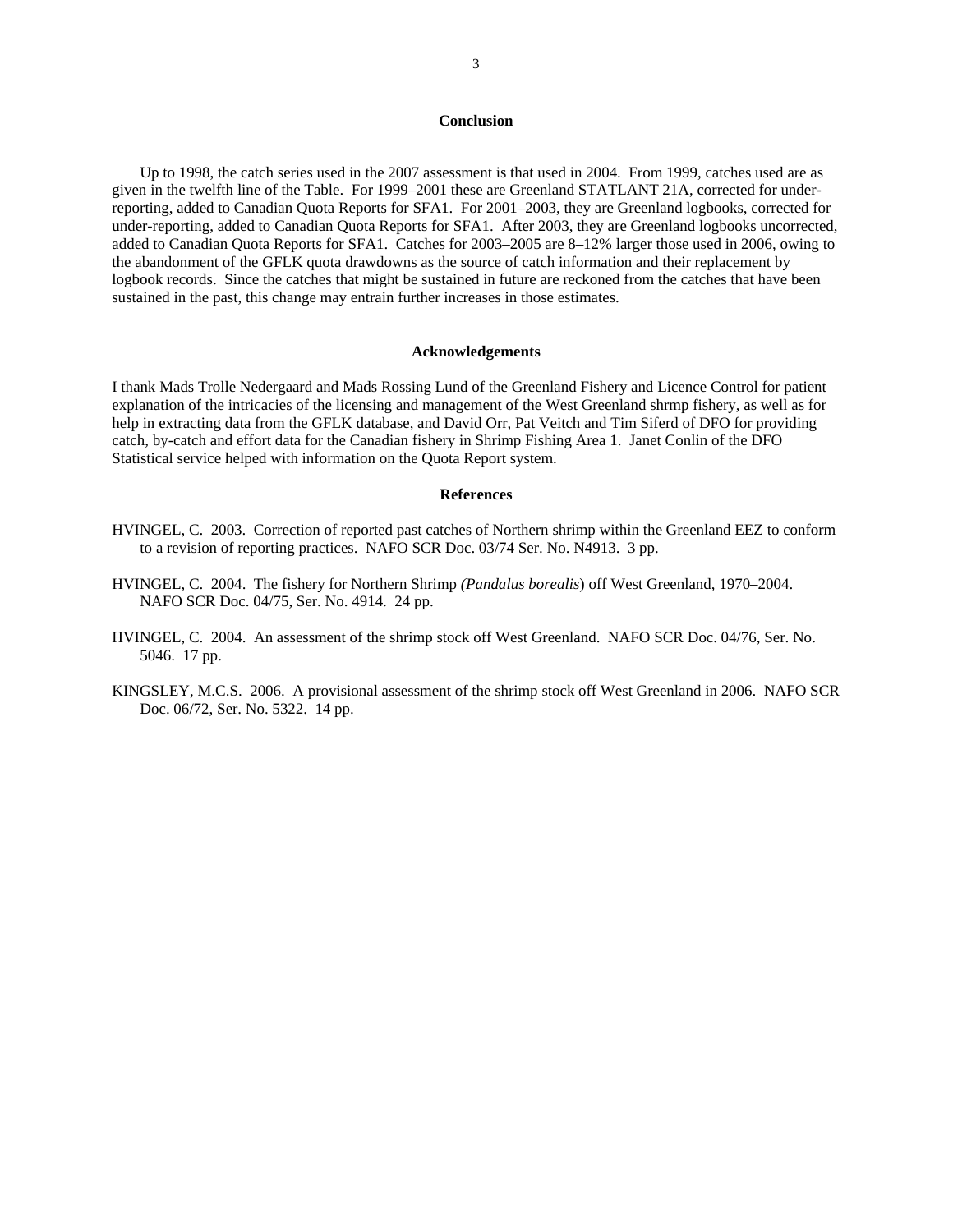## Conclusion

Up to 1998, the catch series used in the 2007 assessment is that used in 2004. From 1999, catches used are as given in the twelfth line of the Table. For 1999–2001 these are Greenland STATLANT 21A, corrected for under-reporting, added to Canadian Quota Reports for SFA1. For 2001–2003, they are Greenland logbooks, corrected for under-reporting, added to Canadian Quota Reports for SFA1. After 2003, they are Greenland logbooks uncorrected, added to Canadian Quota Reports for SFA1. Catches for 2003–2005 are 8–12% larger those used in 2006, owing to the abandonment of the GFLK quota drawdowns as the source of catch information and their replacement by logbook records. Since the catches that might be sustained in future are reckoned from the catches that have been sustained in the past, this change may entrain further increases in those estimates.

## Acknowledgements

I thank Mads Trolle Nedergaard and Mads Rossing Lund of the Greenland Fishery and Licence Control for patient explanation of the intricacies of the licensing and management of the West Greenland shrmp fishery, as well as for help in extracting data from the GFLK database, and David Orr, Pat Veitch and Tim Siferd of DFO for providing catch, by-catch and effort data for the Canadian fishery in Shrimp Fishing Area 1. Janet Conlin of the DFO Statistical service helped with information on the Quota Report system.

## References

HVINGEL, C. 2003. Correction of reported past catches of Northern shrimp within the Greenland EEZ to conform to a revision of reporting practices. NAFO SCR Doc. 03/74 Ser. No. N4913. 3 pp.

HVINGEL, C. 2004. The fishery for Northern Shrimp *(Pandalus borealis*) off West Greenland, 1970–2004. NAFO SCR Doc. 04/75, Ser. No. 4914. 24 pp.

HVINGEL, C. 2004. An assessment of the shrimp stock off West Greenland. NAFO SCR Doc. 04/76, Ser. No. 5046. 17 pp.

KINGSLEY, M.C.S. 2006. A provisional assessment of the shrimp stock off West Greenland in 2006. NAFO SCR Doc. 06/72, Ser. No. 5322. 14 pp.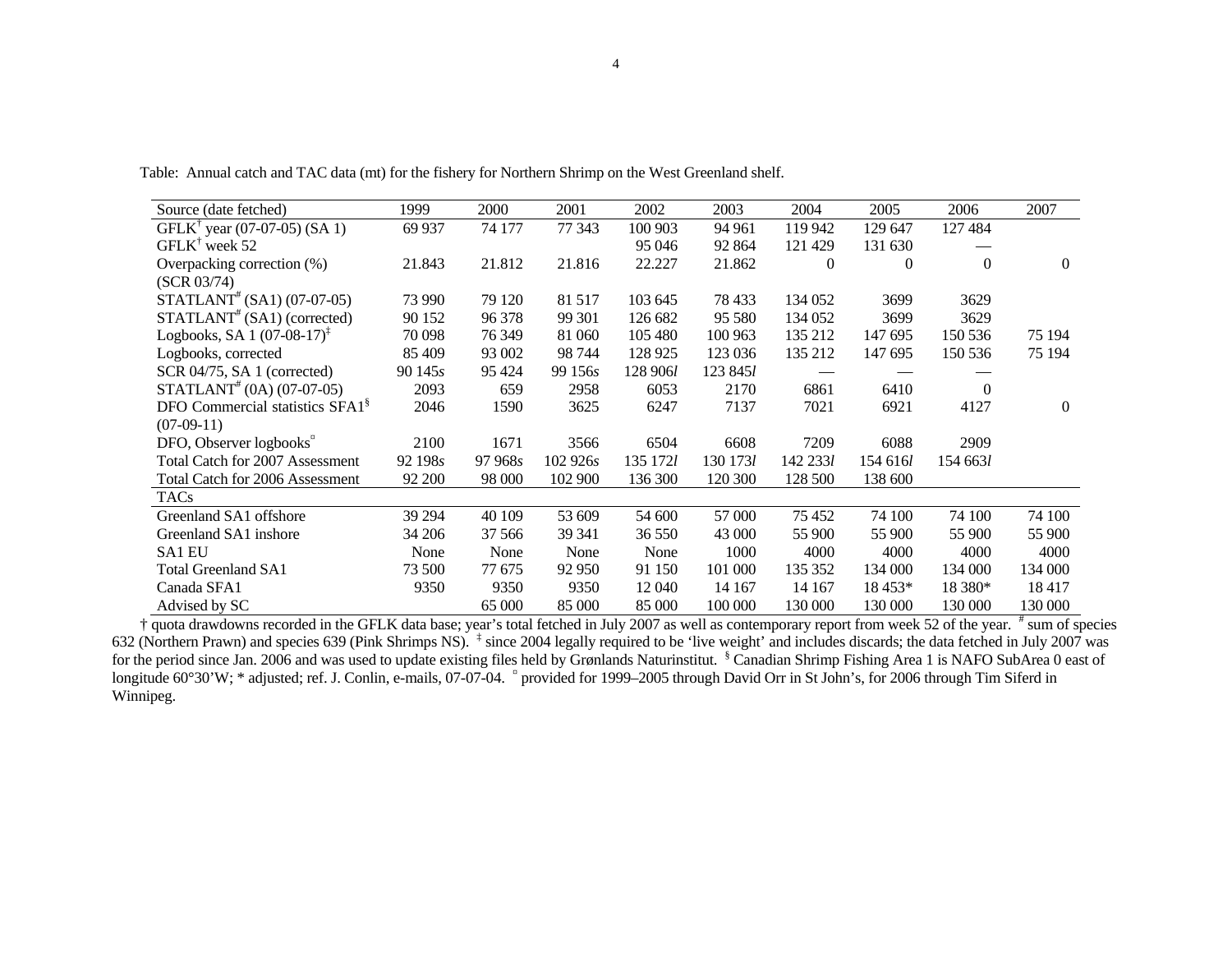Table: Annual catch and TAC data (mt) for the fishery for Northern Shrimp on the West Greenland shelf.

| Source (date fetched) | 1999 | 2000 | 2001 | 2002 | 2003 | 2004 | 2005 | 2006 | 2007 |
|---|---|---|---|---|---|---|---|---|---|
| GFLK† year (07-07-05) (SA 1) | 69 937 | 74 177 | 77 343 | 100 903 | 94 961 | 119 942 | 129 647 | 127 484 | |
| GFLK† week 52 | | | | 95 046 | 92 864 | 121 429 | 131 630 | — | |
| Overpacking correction (%) (SCR 03/74) | 21.843 | 21.812 | 21.816 | 22.227 | 21.862 | 0 | 0 | 0 | 0 |
| STATLANT# (SA1) (07-07-05) | 73 990 | 79 120 | 81 517 | 103 645 | 78 433 | 134 052 | 3699 | 3629 | |
| STATLANT# (SA1) (corrected) | 90 152 | 96 378 | 99 301 | 126 682 | 95 580 | 134 052 | 3699 | 3629 | |
| Logbooks, SA 1 (07-08-17)‡ | 70 098 | 76 349 | 81 060 | 105 480 | 100 963 | 135 212 | 147 695 | 150 536 | 75 194 |
| Logbooks, corrected | 85 409 | 93 002 | 98 744 | 128 925 | 123 036 | 135 212 | 147 695 | 150 536 | 75 194 |
| SCR 04/75, SA 1 (corrected) | 90 145*s* | 95 424 | 99 156*s* | 128 906*l* | 123 845*l* | — | — | — | |
| STATLANT# (0A) (07-07-05) | 2093 | 659 | 2958 | 6053 | 2170 | 6861 | 6410 | 0 | |
| DFO Commercial statistics SFA1§ (07-09-11) | 2046 | 1590 | 3625 | 6247 | 7137 | 7021 | 6921 | 4127 | 0 |
| DFO, Observer logbooks¤ | 2100 | 1671 | 3566 | 6504 | 6608 | 7209 | 6088 | 2909 | |
| Total Catch for 2007 Assessment | 92 198*s* | 97 968*s* | 102 926*s* | 135 172*l* | 130 173*l* | 142 233*l* | 154 616*l* | 154 663*l* | |
| Total Catch for 2006 Assessment | 92 200 | 98 000 | 102 900 | 136 300 | 120 300 | 128 500 | 138 600 | | |
| TACs | | | | | | | | | |
| Greenland SA1 offshore | 39 294 | 40 109 | 53 609 | 54 600 | 57 000 | 75 452 | 74 100 | 74 100 | 74 100 |
| Greenland SA1 inshore | 34 206 | 37 566 | 39 341 | 36 550 | 43 000 | 55 900 | 55 900 | 55 900 | 55 900 |
| SA1 EU | None | None | None | None | 1000 | 4000 | 4000 | 4000 | 4000 |
| Total Greenland SA1 | 73 500 | 77 675 | 92 950 | 91 150 | 101 000 | 135 352 | 134 000 | 134 000 | 134 000 |
| Canada SFA1 | 9350 | 9350 | 9350 | 12 040 | 14 167 | 14 167 | 18 453* | 18 380* | 18 417 |
| Advised by SC | | 65 000 | 85 000 | 85 000 | 100 000 | 130 000 | 130 000 | 130 000 | 130 000 |

† quota drawdowns recorded in the GFLK data base; year's total fetched in July 2007 as well as contemporary report from week 52 of the year. # sum of species 632 (Northern Prawn) and species 639 (Pink Shrimps NS). ‡ since 2004 legally required to be 'live weight' and includes discards; the data fetched in July 2007 was for the period since Jan. 2006 and was used to update existing files held by Grønlands Naturinstitut. § Canadian Shrimp Fishing Area 1 is NAFO SubArea 0 east of longitude 60°30'W; * adjusted; ref. J. Conlin, e-mails, 07-07-04. ¤ provided for 1999–2005 through David Orr in St John's, for 2006 through Tim Siferd in Winnipeg.